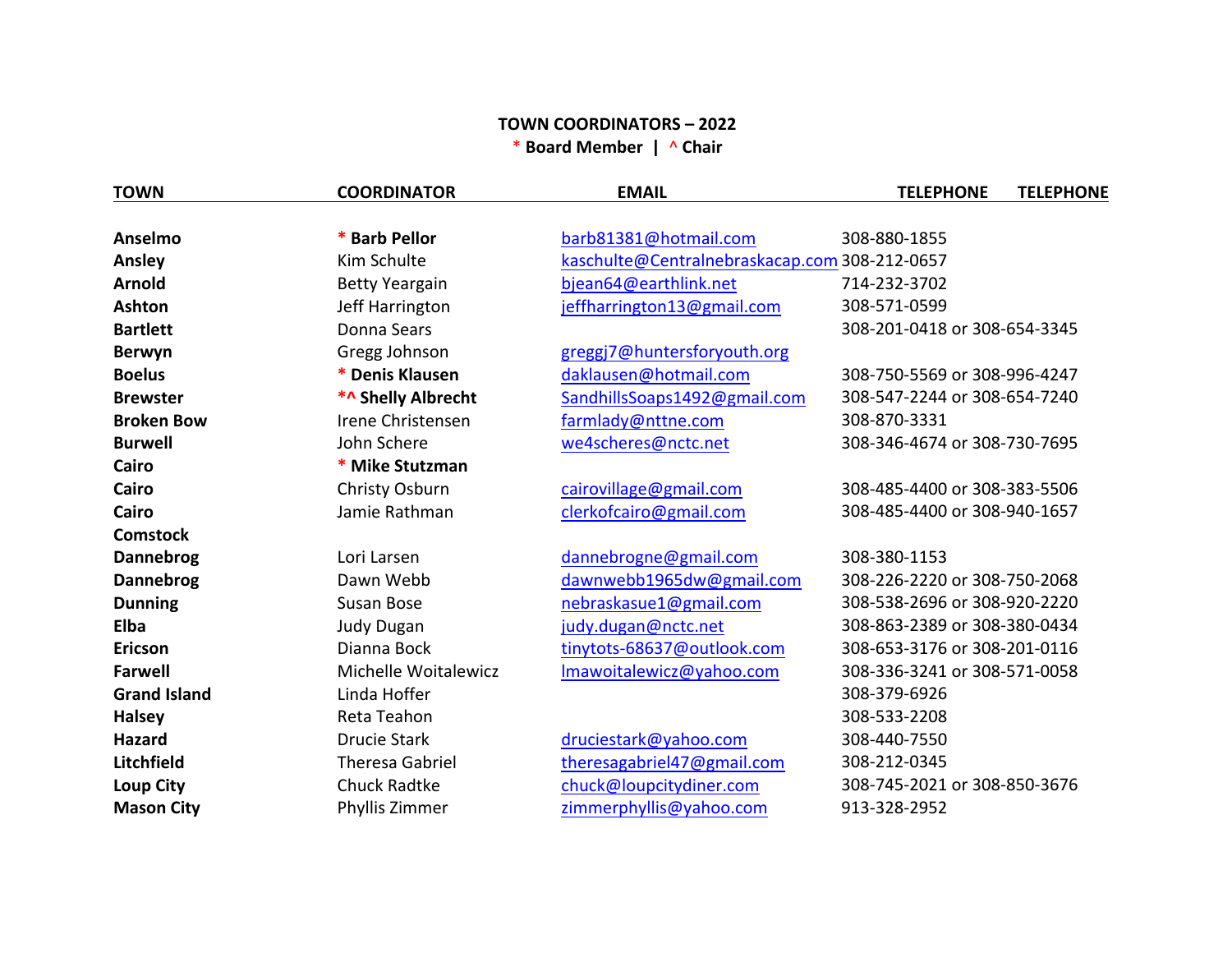**TOWN COORDINATORS – 2022**

**\* Board Member | ^ Chair**

| TOWN | COORDINATOR | EMAIL | TELEPHONE | TELEPHONE |
|---|---|---|---|---|
| **Anselmo** | **\* Barb Pellor** | barb81381@hotmail.com | 308-880-1855 | |
| **Ansley** | Kim Schulte | kaschulte@Centralnebraskacap.com | 308-212-0657 | |
| **Arnold** | Betty Yeargain | bjean64@earthlink.net | 714-232-3702 | |
| **Ashton** | Jeff Harrington | jeffharrington13@gmail.com | 308-571-0599 | |
| **Bartlett** | Donna Sears | | 308-201-0418 or | 308-654-3345 |
| **Berwyn** | Gregg Johnson | greggj7@huntersforyouth.org | | |
| **Boelus** | **\* Denis Klausen** | daklausen@hotmail.com | 308-750-5569 or | 308-996-4247 |
| **Brewster** | **\*^ Shelly Albrecht** | SandhillsSoaps1492@gmail.com | 308-547-2244 or | 308-654-7240 |
| **Broken Bow** | Irene Christensen | farmlady@nttne.com | 308-870-3331 | |
| **Burwell** | John Schere | we4scheres@nctc.net | 308-346-4674 or | 308-730-7695 |
| **Cairo** | **\* Mike Stutzman** | | | |
| **Cairo** | Christy Osburn | cairovillage@gmail.com | 308-485-4400 or | 308-383-5506 |
| **Cairo** | Jamie Rathman | clerkofcairo@gmail.com | 308-485-4400 or | 308-940-1657 |
| **Comstock** | | | | |
| **Dannebrog** | Lori Larsen | dannebrogne@gmail.com | 308-380-1153 | |
| **Dannebrog** | Dawn Webb | dawnwebb1965dw@gmail.com | 308-226-2220 or | 308-750-2068 |
| **Dunning** | Susan Bose | nebraskasue1@gmail.com | 308-538-2696 or | 308-920-2220 |
| **Elba** | Judy Dugan | judy.dugan@nctc.net | 308-863-2389 or | 308-380-0434 |
| **Ericson** | Dianna Bock | tinytots-68637@outlook.com | 308-653-3176 or | 308-201-0116 |
| **Farwell** | Michelle Woitalewicz | lmawoitalewicz@yahoo.com | 308-336-3241 or | 308-571-0058 |
| **Grand Island** | Linda Hoffer | | 308-379-6926 | |
| **Halsey** | Reta Teahon | | 308-533-2208 | |
| **Hazard** | Drucie Stark | druciestark@yahoo.com | 308-440-7550 | |
| **Litchfield** | Theresa Gabriel | theresagabriel47@gmail.com | 308-212-0345 | |
| **Loup City** | Chuck Radtke | chuck@loupcitydiner.com | 308-745-2021 or | 308-850-3676 |
| **Mason City** | Phyllis Zimmer | zimmerphyllis@yahoo.com | 913-328-2952 | |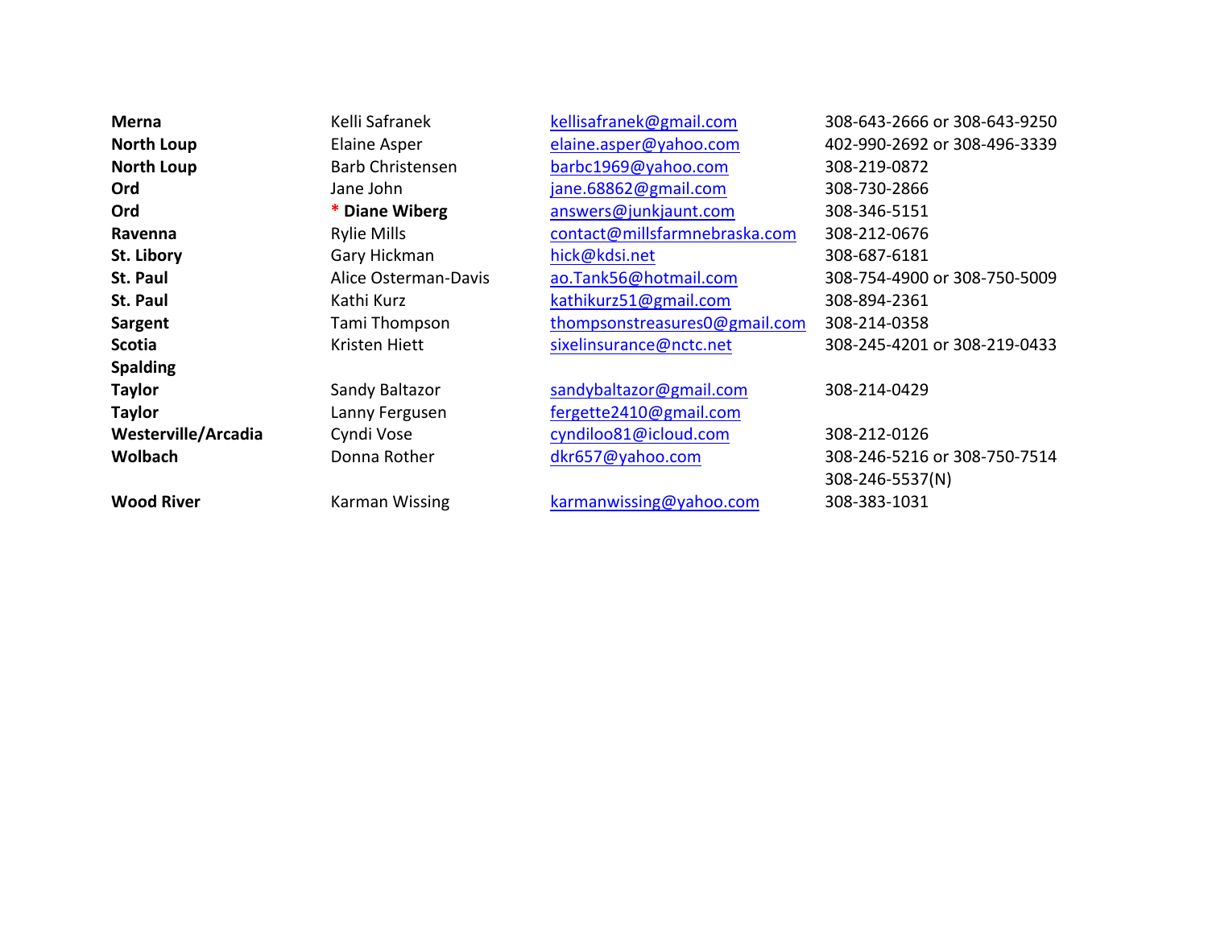| | | | |
|---|---|---|---|
| **Merna** | Kelli Safranek | kellisafranek@gmail.com | 308-643-2666 or 308-643-9250 |
| **North Loup** | Elaine Asper | elaine.asper@yahoo.com | 402-990-2692 or 308-496-3339 |
| **North Loup** | Barb Christensen | barbc1969@yahoo.com | 308-219-0872 |
| **Ord** | Jane John | jane.68862@gmail.com | 308-730-2866 |
| **Ord** | * **Diane Wiberg** | answers@junkjaunt.com | 308-346-5151 |
| **Ravenna** | Rylie Mills | contact@millsfarmnebraska.com | 308-212-0676 |
| **St. Libory** | Gary Hickman | hick@kdsi.net | 308-687-6181 |
| **St. Paul** | Alice Osterman-Davis | ao.Tank56@hotmail.com | 308-754-4900 or 308-750-5009 |
| **St. Paul** | Kathi Kurz | kathikurz51@gmail.com | 308-894-2361 |
| **Sargent** | Tami Thompson | thompsonstreasures0@gmail.com | 308-214-0358 |
| **Scotia** | Kristen Hiett | sixelinsurance@nctc.net | 308-245-4201 or 308-219-0433 |
| **Spalding** | | | |
| **Taylor** | Sandy Baltazor | sandybaltazor@gmail.com | 308-214-0429 |
| **Taylor** | Lanny Fergusen | fergette2410@gmail.com | |
| **Westerville/Arcadia** | Cyndi Vose | cyndiloo81@icloud.com | 308-212-0126 |
| **Wolbach** | Donna Rother | dkr657@yahoo.com | 308-246-5216 or 308-750-7514 308-246-5537(N) |
| **Wood River** | Karman Wissing | karmanwissing@yahoo.com | 308-383-1031 |